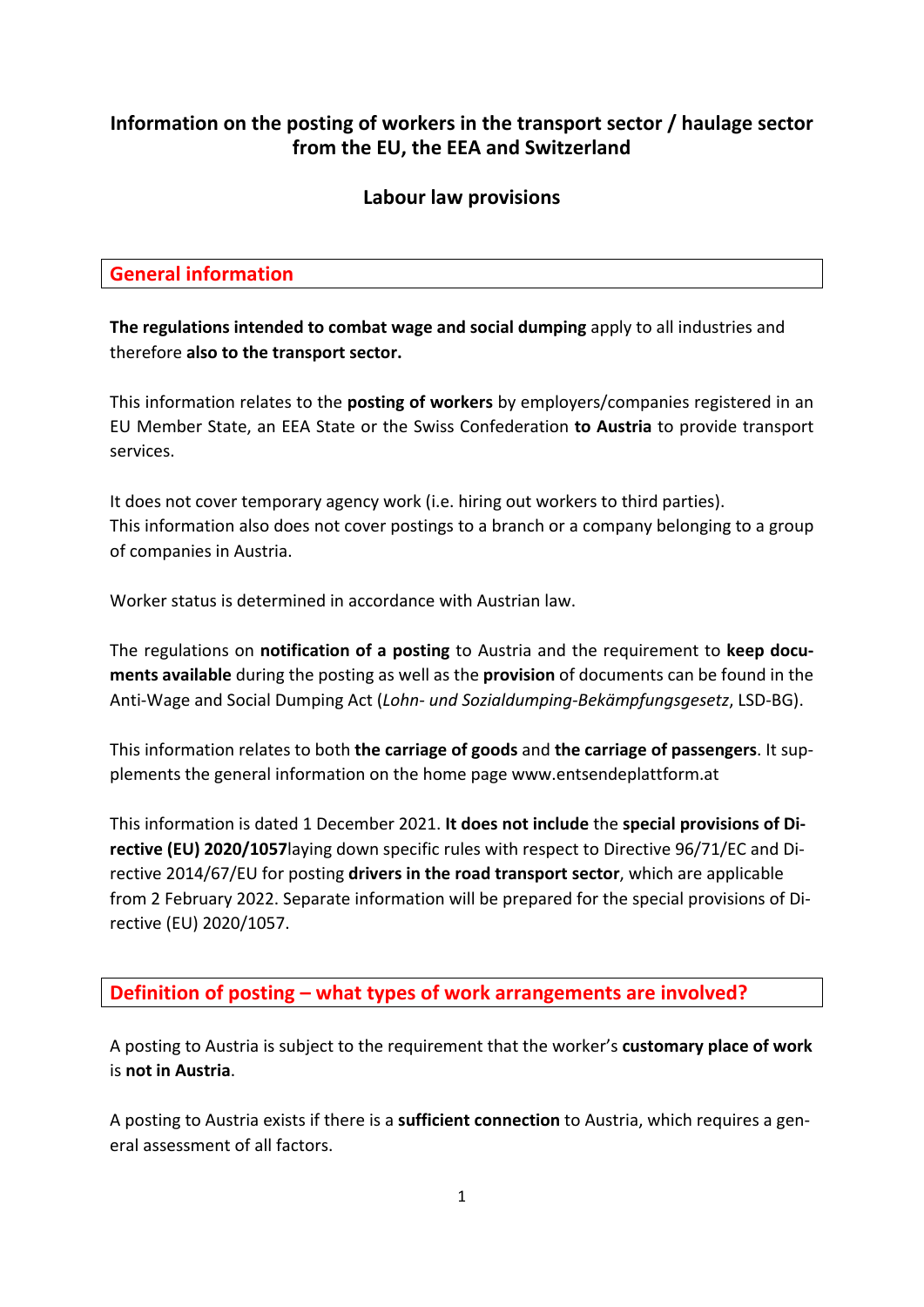# Information on the posting of workers in the transport sector / haulage sector from the EU, the EEA and Switzerland

## Labour law provisions

## General information

**The regulations intended to combat wage and social dumping** apply to all industries and therefore **also to the transport sector.**

This information relates to the **posting of workers** by employers/companies registered in an EU Member State, an EEA State or the Swiss Confederation **to Austria** to provide transport services.

It does not cover temporary agency work (i.e. hiring out workers to third parties).
This information also does not cover postings to a branch or a company belonging to a group of companies in Austria.

Worker status is determined in accordance with Austrian law.

The regulations on **notification of a posting** to Austria and the requirement to **keep documents available** during the posting as well as the **provision** of documents can be found in the Anti-Wage and Social Dumping Act (*Lohn- und Sozialdumping-Bekämpfungsgesetz*, LSD-BG).

This information relates to both **the carriage of goods** and **the carriage of passengers**. It supplements the general information on the home page www.entsendeplattform.at

This information is dated 1 December 2021. **It does not include** the **special provisions of Directive (EU) 2020/1057**laying down specific rules with respect to Directive 96/71/EC and Directive 2014/67/EU for posting **drivers in the road transport sector**, which are applicable from 2 February 2022. Separate information will be prepared for the special provisions of Directive (EU) 2020/1057.

## Definition of posting – what types of work arrangements are involved?

A posting to Austria is subject to the requirement that the worker's **customary place of work** is **not in Austria**.

A posting to Austria exists if there is a **sufficient connection** to Austria, which requires a general assessment of all factors.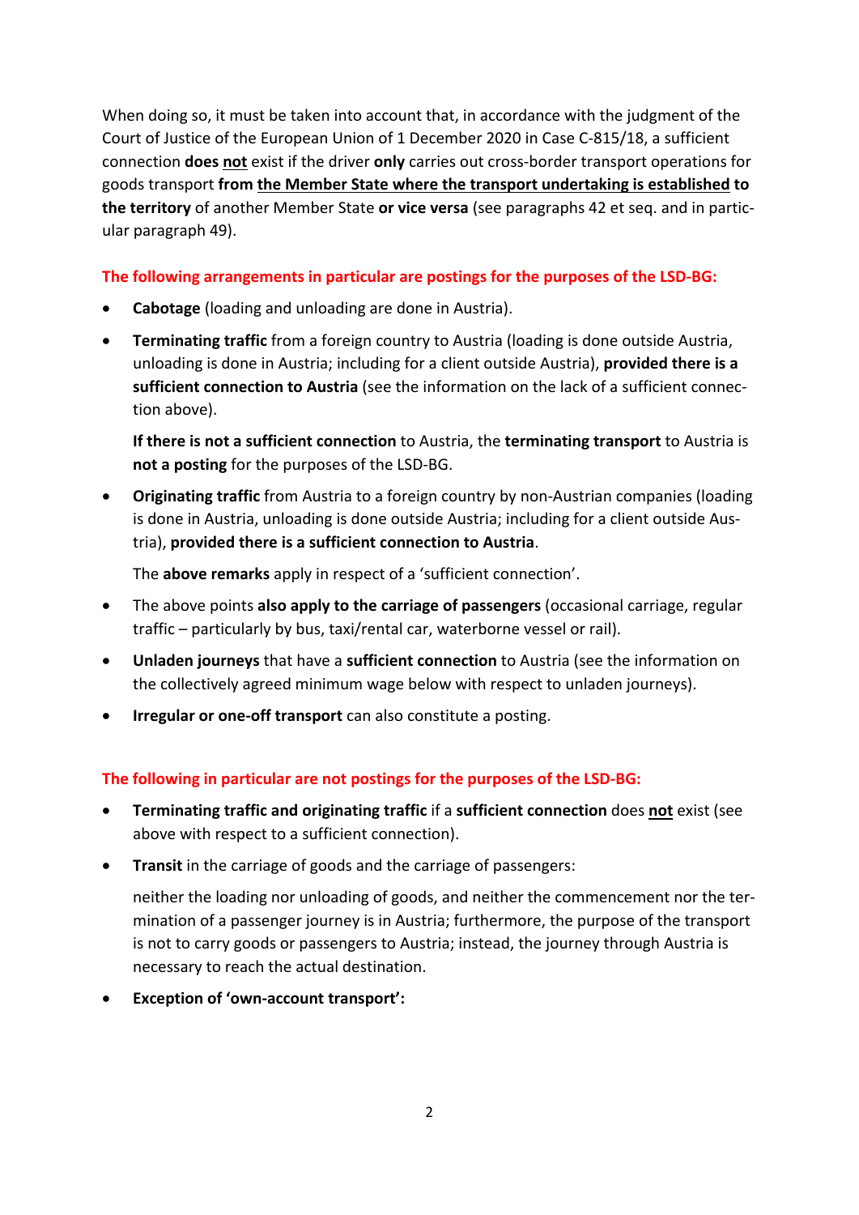When doing so, it must be taken into account that, in accordance with the judgment of the Court of Justice of the European Union of 1 December 2020 in Case C-815/18, a sufficient connection **does not** exist if the driver **only** carries out cross-border transport operations for goods transport **from the Member State where the transport undertaking is established to the territory** of another Member State **or vice versa** (see paragraphs 42 et seq. and in particular paragraph 49).

**The following arrangements in particular are postings for the purposes of the LSD-BG:**

- **Cabotage** (loading and unloading are done in Austria).
- **Terminating traffic** from a foreign country to Austria (loading is done outside Austria, unloading is done in Austria; including for a client outside Austria), **provided there is a sufficient connection to Austria** (see the information on the lack of a sufficient connection above).

  **If there is not a sufficient connection** to Austria, the **terminating transport** to Austria is **not a posting** for the purposes of the LSD-BG.
- **Originating traffic** from Austria to a foreign country by non-Austrian companies (loading is done in Austria, unloading is done outside Austria; including for a client outside Austria), **provided there is a sufficient connection to Austria**.

  The **above remarks** apply in respect of a 'sufficient connection'.
- The above points **also apply to the carriage of passengers** (occasional carriage, regular traffic – particularly by bus, taxi/rental car, waterborne vessel or rail).
- **Unladen journeys** that have a **sufficient connection** to Austria (see the information on the collectively agreed minimum wage below with respect to unladen journeys).
- **Irregular or one-off transport** can also constitute a posting.

**The following in particular are not postings for the purposes of the LSD-BG:**

- **Terminating traffic and originating traffic** if a **sufficient connection** does **not** exist (see above with respect to a sufficient connection).
- **Transit** in the carriage of goods and the carriage of passengers:

  neither the loading nor unloading of goods, and neither the commencement nor the termination of a passenger journey is in Austria; furthermore, the purpose of the transport is not to carry goods or passengers to Austria; instead, the journey through Austria is necessary to reach the actual destination.
- **Exception of 'own-account transport':**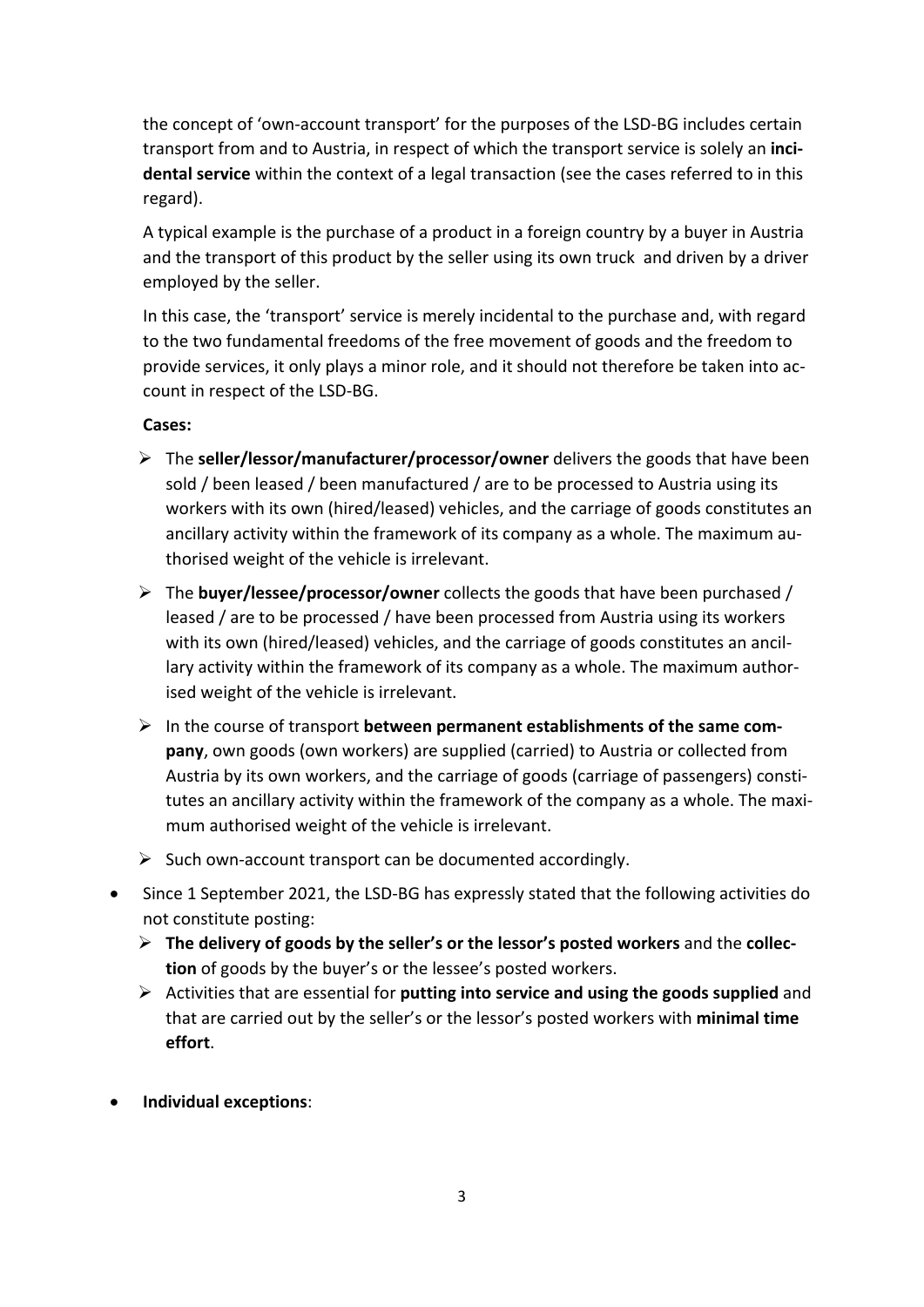the concept of 'own-account transport' for the purposes of the LSD-BG includes certain transport from and to Austria, in respect of which the transport service is solely an **incidental service** within the context of a legal transaction (see the cases referred to in this regard).

A typical example is the purchase of a product in a foreign country by a buyer in Austria and the transport of this product by the seller using its own truck and driven by a driver employed by the seller.

In this case, the 'transport' service is merely incidental to the purchase and, with regard to the two fundamental freedoms of the free movement of goods and the freedom to provide services, it only plays a minor role, and it should not therefore be taken into account in respect of the LSD-BG.

**Cases:**

- The **seller/lessor/manufacturer/processor/owner** delivers the goods that have been sold / been leased / been manufactured / are to be processed to Austria using its workers with its own (hired/leased) vehicles, and the carriage of goods constitutes an ancillary activity within the framework of its company as a whole. The maximum authorised weight of the vehicle is irrelevant.
- The **buyer/lessee/processor/owner** collects the goods that have been purchased / leased / are to be processed / have been processed from Austria using its workers with its own (hired/leased) vehicles, and the carriage of goods constitutes an ancillary activity within the framework of its company as a whole. The maximum authorised weight of the vehicle is irrelevant.
- In the course of transport **between permanent establishments of the same company**, own goods (own workers) are supplied (carried) to Austria or collected from Austria by its own workers, and the carriage of goods (carriage of passengers) constitutes an ancillary activity within the framework of the company as a whole. The maximum authorised weight of the vehicle is irrelevant.
- Such own-account transport can be documented accordingly.

- Since 1 September 2021, the LSD-BG has expressly stated that the following activities do not constitute posting:
  - **The delivery of goods by the seller's or the lessor's posted workers** and the **collection** of goods by the buyer's or the lessee's posted workers.
  - Activities that are essential for **putting into service and using the goods supplied** and that are carried out by the seller's or the lessor's posted workers with **minimal time effort**.

- **Individual exceptions**: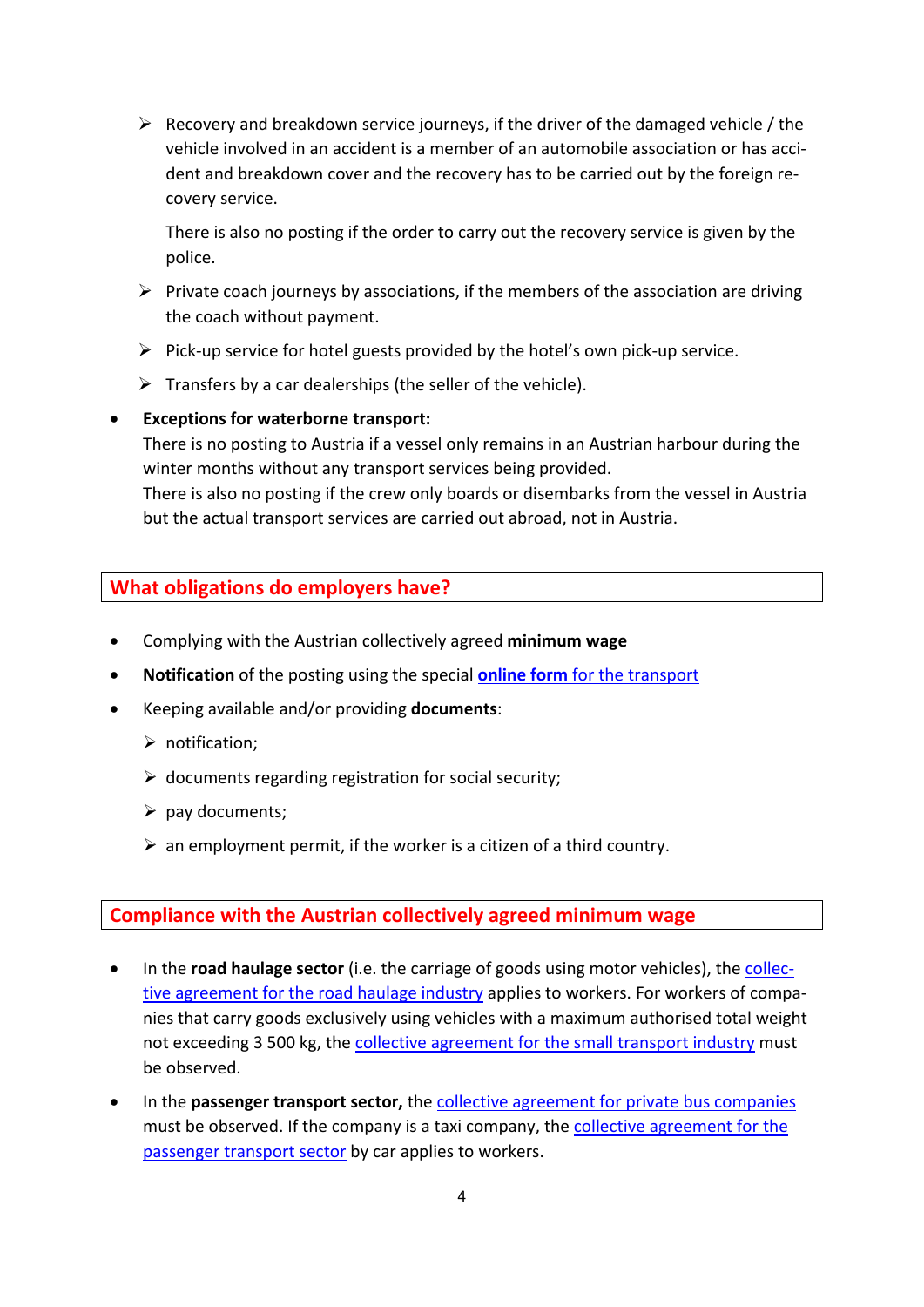- Recovery and breakdown service journeys, if the driver of the damaged vehicle / the vehicle involved in an accident is a member of an automobile association or has accident and breakdown cover and the recovery has to be carried out by the foreign recovery service.

  There is also no posting if the order to carry out the recovery service is given by the police.

- Private coach journeys by associations, if the members of the association are driving the coach without payment.
- Pick-up service for hotel guests provided by the hotel's own pick-up service.
- Transfers by a car dealerships (the seller of the vehicle).

- **Exceptions for waterborne transport:**
  There is no posting to Austria if a vessel only remains in an Austrian harbour during the winter months without any transport services being provided.
  There is also no posting if the crew only boards or disembarks from the vessel in Austria but the actual transport services are carried out abroad, not in Austria.

## What obligations do employers have?

- Complying with the Austrian collectively agreed **minimum wage**
- **Notification** of the posting using the special **online form** for the transport
- Keeping available and/or providing **documents**:
  - notification;
  - documents regarding registration for social security;
  - pay documents;
  - an employment permit, if the worker is a citizen of a third country.

## Compliance with the Austrian collectively agreed minimum wage

- In the **road haulage sector** (i.e. the carriage of goods using motor vehicles), the collective agreement for the road haulage industry applies to workers. For workers of companies that carry goods exclusively using vehicles with a maximum authorised total weight not exceeding 3 500 kg, the collective agreement for the small transport industry must be observed.
- In the **passenger transport sector,** the collective agreement for private bus companies must be observed. If the company is a taxi company, the collective agreement for the passenger transport sector by car applies to workers.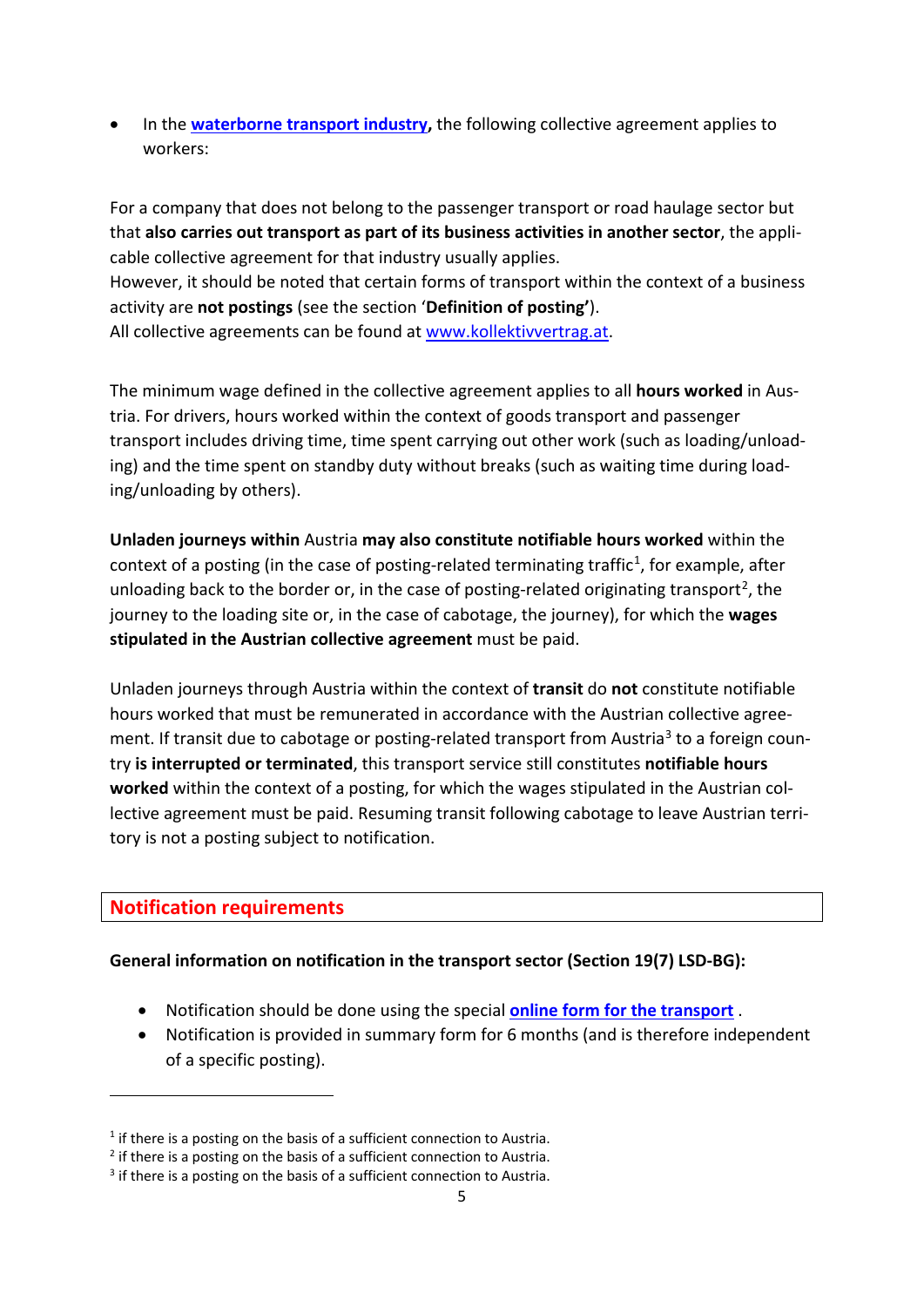- In the **[waterborne transport industry](#),** the following collective agreement applies to workers:

For a company that does not belong to the passenger transport or road haulage sector but that **also carries out transport as part of its business activities in another sector**, the applicable collective agreement for that industry usually applies.
However, it should be noted that certain forms of transport within the context of a business activity are **not postings** (see the section '**Definition of posting'**).
All collective agreements can be found at [www.kollektivvertrag.at](http://www.kollektivvertrag.at).

The minimum wage defined in the collective agreement applies to all **hours worked** in Austria. For drivers, hours worked within the context of goods transport and passenger transport includes driving time, time spent carrying out other work (such as loading/unloading) and the time spent on standby duty without breaks (such as waiting time during loading/unloading by others).

**Unladen journeys within** Austria **may also constitute notifiable hours worked** within the context of a posting (in the case of posting-related terminating traffic[1], for example, after unloading back to the border or, in the case of posting-related originating transport[2], the journey to the loading site or, in the case of cabotage, the journey), for which the **wages stipulated in the Austrian collective agreement** must be paid.

Unladen journeys through Austria within the context of **transit** do **not** constitute notifiable hours worked that must be remunerated in accordance with the Austrian collective agreement. If transit due to cabotage or posting-related transport from Austria[3] to a foreign country **is interrupted or terminated**, this transport service still constitutes **notifiable hours worked** within the context of a posting, for which the wages stipulated in the Austrian collective agreement must be paid. Resuming transit following cabotage to leave Austrian territory is not a posting subject to notification.

## Notification requirements

**General information on notification in the transport sector (Section 19(7) LSD-BG):**

- Notification should be done using the special **[online form for the transport](#)** .
- Notification is provided in summary form for 6 months (and is therefore independent of a specific posting).

---

[1] if there is a posting on the basis of a sufficient connection to Austria.
[2] if there is a posting on the basis of a sufficient connection to Austria.
[3] if there is a posting on the basis of a sufficient connection to Austria.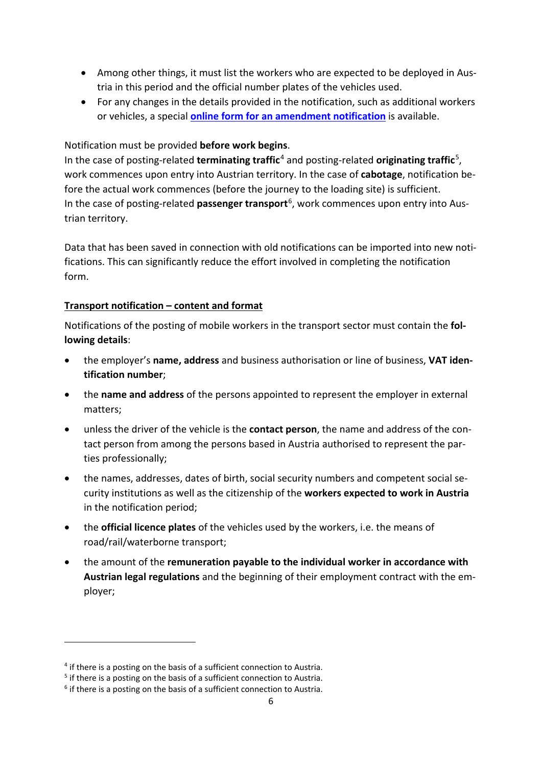- Among other things, it must list the workers who are expected to be deployed in Austria in this period and the official number plates of the vehicles used.
- For any changes in the details provided in the notification, such as additional workers or vehicles, a special **online form for an amendment notification** is available.

Notification must be provided **before work begins**.
In the case of posting-related **terminating traffic**[4] and posting-related **originating traffic**[5], work commences upon entry into Austrian territory. In the case of **cabotage**, notification before the actual work commences (before the journey to the loading site) is sufficient.
In the case of posting-related **passenger transport**[6], work commences upon entry into Austrian territory.

Data that has been saved in connection with old notifications can be imported into new notifications. This can significantly reduce the effort involved in completing the notification form.

**Transport notification – content and format**

Notifications of the posting of mobile workers in the transport sector must contain the **following details**:

- the employer's **name, address** and business authorisation or line of business, **VAT identification number**;
- the **name and address** of the persons appointed to represent the employer in external matters;
- unless the driver of the vehicle is the **contact person**, the name and address of the contact person from among the persons based in Austria authorised to represent the parties professionally;
- the names, addresses, dates of birth, social security numbers and competent social security institutions as well as the citizenship of the **workers expected to work in Austria** in the notification period;
- the **official licence plates** of the vehicles used by the workers, i.e. the means of road/rail/waterborne transport;
- the amount of the **remuneration payable to the individual worker in accordance with Austrian legal regulations** and the beginning of their employment contract with the employer;

---

[4] if there is a posting on the basis of a sufficient connection to Austria.
[5] if there is a posting on the basis of a sufficient connection to Austria.
[6] if there is a posting on the basis of a sufficient connection to Austria.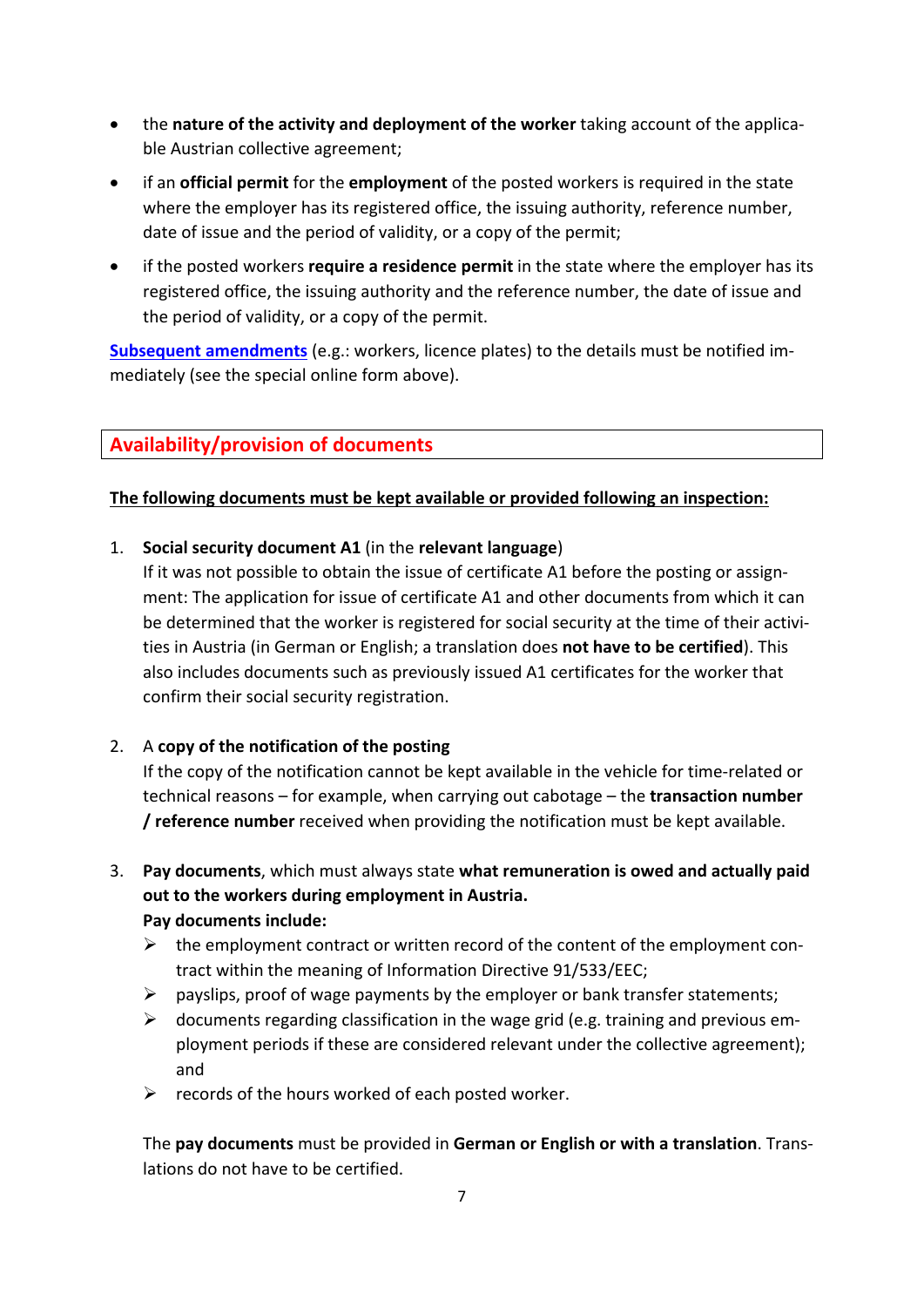- the **nature of the activity and deployment of the worker** taking account of the applicable Austrian collective agreement;
- if an **official permit** for the **employment** of the posted workers is required in the state where the employer has its registered office, the issuing authority, reference number, date of issue and the period of validity, or a copy of the permit;
- if the posted workers **require a residence permit** in the state where the employer has its registered office, the issuing authority and the reference number, the date of issue and the period of validity, or a copy of the permit.

**Subsequent amendments** (e.g.: workers, licence plates) to the details must be notified immediately (see the special online form above).

## Availability/provision of documents

**The following documents must be kept available or provided following an inspection:**

1. **Social security document A1** (in the **relevant language**)
   If it was not possible to obtain the issue of certificate A1 before the posting or assignment: The application for issue of certificate A1 and other documents from which it can be determined that the worker is registered for social security at the time of their activities in Austria (in German or English; a translation does **not have to be certified**). This also includes documents such as previously issued A1 certificates for the worker that confirm their social security registration.

2. A **copy of the notification of the posting**
   If the copy of the notification cannot be kept available in the vehicle for time-related or technical reasons – for example, when carrying out cabotage – the **transaction number / reference number** received when providing the notification must be kept available.

3. **Pay documents**, which must always state **what remuneration is owed and actually paid out to the workers during employment in Austria.**
   **Pay documents include:**
   - the employment contract or written record of the content of the employment contract within the meaning of Information Directive 91/533/EEC;
   - payslips, proof of wage payments by the employer or bank transfer statements;
   - documents regarding classification in the wage grid (e.g. training and previous employment periods if these are considered relevant under the collective agreement); and
   - records of the hours worked of each posted worker.

   The **pay documents** must be provided in **German or English or with a translation**. Translations do not have to be certified.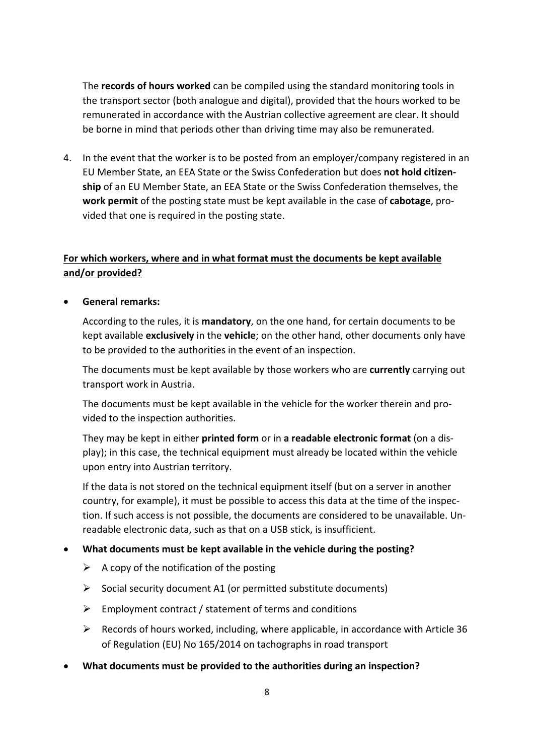The **records of hours worked** can be compiled using the standard monitoring tools in the transport sector (both analogue and digital), provided that the hours worked to be remunerated in accordance with the Austrian collective agreement are clear. It should be borne in mind that periods other than driving time may also be remunerated.

4. In the event that the worker is to be posted from an employer/company registered in an EU Member State, an EEA State or the Swiss Confederation but does **not hold citizenship** of an EU Member State, an EEA State or the Swiss Confederation themselves, the **work permit** of the posting state must be kept available in the case of **cabotage**, provided that one is required in the posting state.

## For which workers, where and in what format must the documents be kept available and/or provided?

- **General remarks:**

  According to the rules, it is **mandatory**, on the one hand, for certain documents to be kept available **exclusively** in the **vehicle**; on the other hand, other documents only have to be provided to the authorities in the event of an inspection.

  The documents must be kept available by those workers who are **currently** carrying out transport work in Austria.

  The documents must be kept available in the vehicle for the worker therein and provided to the inspection authorities.

  They may be kept in either **printed form** or in **a readable electronic format** (on a display); in this case, the technical equipment must already be located within the vehicle upon entry into Austrian territory.

  If the data is not stored on the technical equipment itself (but on a server in another country, for example), it must be possible to access this data at the time of the inspection. If such access is not possible, the documents are considered to be unavailable. Unreadable electronic data, such as that on a USB stick, is insufficient.

- **What documents must be kept available in the vehicle during the posting?**
  - A copy of the notification of the posting
  - Social security document A1 (or permitted substitute documents)
  - Employment contract / statement of terms and conditions
  - Records of hours worked, including, where applicable, in accordance with Article 36 of Regulation (EU) No 165/2014 on tachographs in road transport

- **What documents must be provided to the authorities during an inspection?**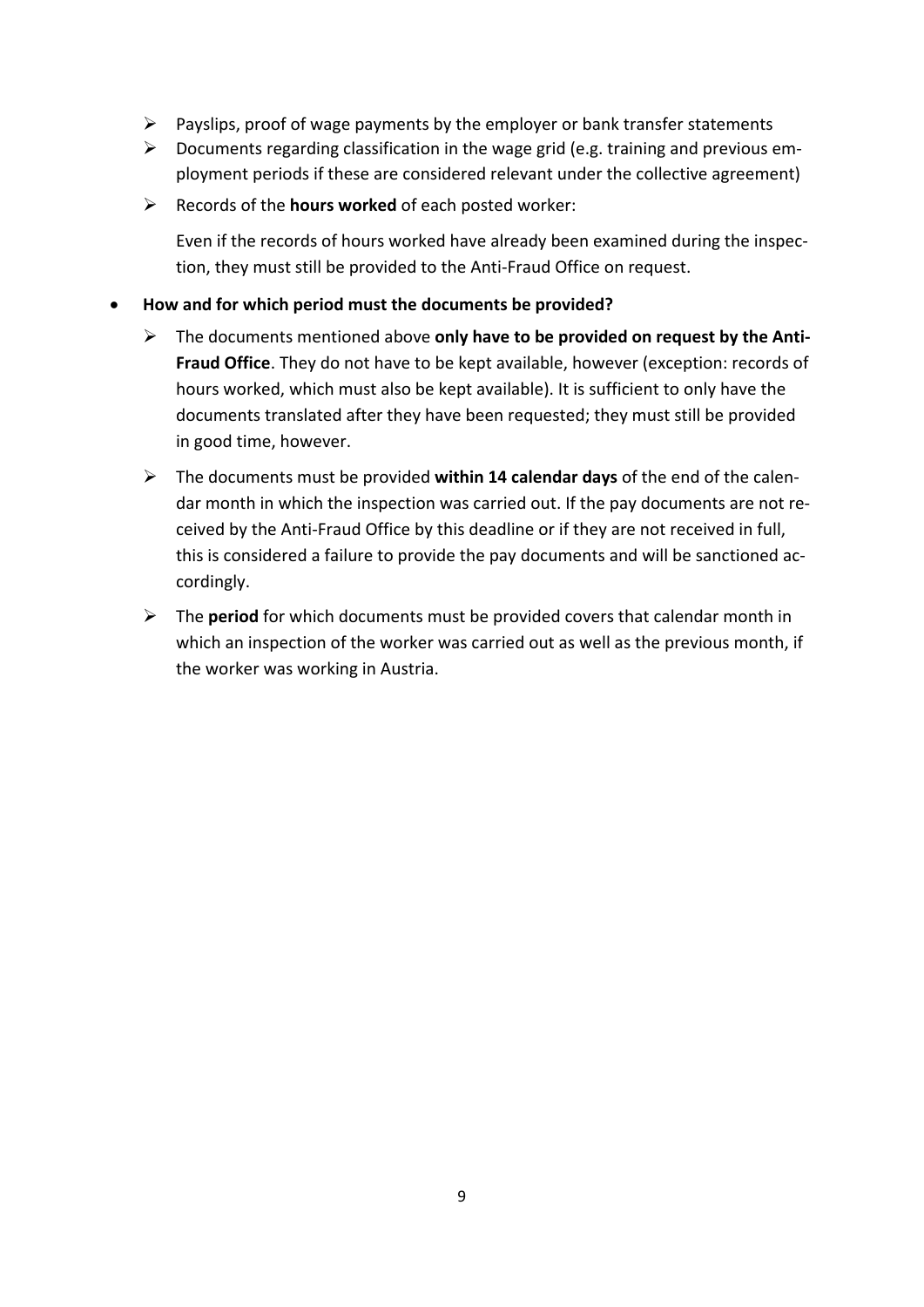- Payslips, proof of wage payments by the employer or bank transfer statements
- Documents regarding classification in the wage grid (e.g. training and previous employment periods if these are considered relevant under the collective agreement)
- Records of the **hours worked** of each posted worker:

  Even if the records of hours worked have already been examined during the inspection, they must still be provided to the Anti-Fraud Office on request.

- **How and for which period must the documents be provided?**
  - The documents mentioned above **only have to be provided on request by the Anti-Fraud Office**. They do not have to be kept available, however (exception: records of hours worked, which must also be kept available). It is sufficient to only have the documents translated after they have been requested; they must still be provided in good time, however.
  - The documents must be provided **within 14 calendar days** of the end of the calendar month in which the inspection was carried out. If the pay documents are not received by the Anti-Fraud Office by this deadline or if they are not received in full, this is considered a failure to provide the pay documents and will be sanctioned accordingly.
  - The **period** for which documents must be provided covers that calendar month in which an inspection of the worker was carried out as well as the previous month, if the worker was working in Austria.